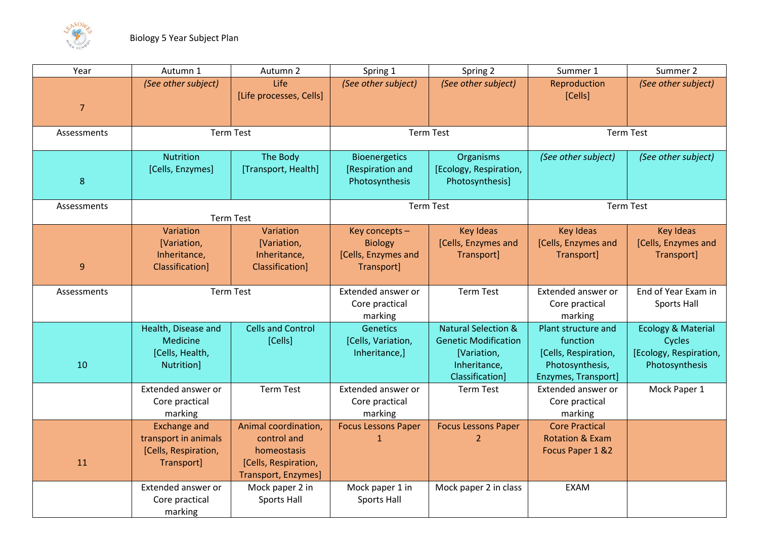Biology 5 Year Subject Plan

| Year | Autumn 1 | Autumn 2 | Spring 1 | Spring 2 | Summer 1 | Summer 2 |
|---|---|---|---|---|---|---|
| 7 | *(See other subject)* | Life [Life processes, Cells] | *(See other subject)* | *(See other subject)* | Reproduction [Cells] | *(See other subject)* |
| Assessments | Term Test | | Term Test | | Term Test | |
| 8 | Nutrition [Cells, Enzymes] | The Body [Transport, Health] | Bioenergetics [Respiration and Photosynthesis | Organisms [Ecology, Respiration, Photosynthesis] | *(See other subject)* | *(See other subject)* |
| Assessments | Term Test | | Term Test | | Term Test | |
| 9 | Variation [Variation, Inheritance, Classification] | Variation [Variation, Inheritance, Classification] | Key concepts – Biology [Cells, Enzymes and Transport] | Key Ideas [Cells, Enzymes and Transport] | Key Ideas [Cells, Enzymes and Transport] | Key Ideas [Cells, Enzymes and Transport] |
| Assessments | Term Test | | Extended answer or Core practical marking | Term Test | Extended answer or Core practical marking | End of Year Exam in Sports Hall |
| 10 | Health, Disease and Medicine [Cells, Health, Nutrition] | Cells and Control [Cells] | Genetics [Cells, Variation, Inheritance,] | Natural Selection & Genetic Modification [Variation, Inheritance, Classification] | Plant structure and function [Cells, Respiration, Photosynthesis, Enzymes, Transport] | Ecology & Material Cycles [Ecology, Respiration, Photosynthesis |
| | Extended answer or Core practical marking | Term Test | Extended answer or Core practical marking | Term Test | Extended answer or Core practical marking | Mock Paper 1 |
| 11 | Exchange and transport in animals [Cells, Respiration, Transport] | Animal coordination, control and homeostasis [Cells, Respiration, Transport, Enzymes] | Focus Lessons Paper 1 | Focus Lessons Paper 2 | Core Practical Rotation & Exam Focus Paper 1 &2 | |
| | Extended answer or Core practical marking | Mock paper 2 in Sports Hall | Mock paper 1 in Sports Hall | Mock paper 2 in class | EXAM | |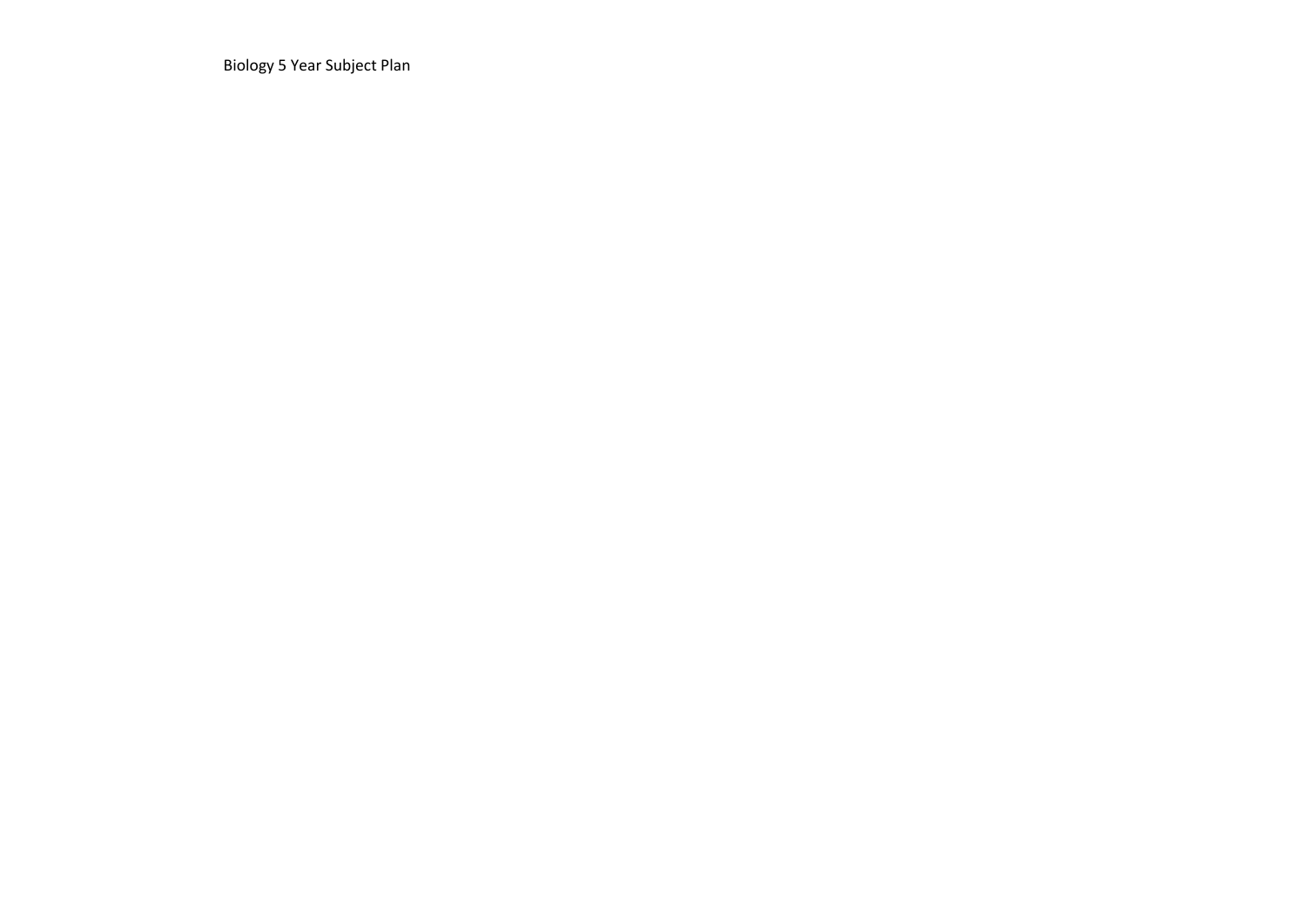Biology 5 Year Subject Plan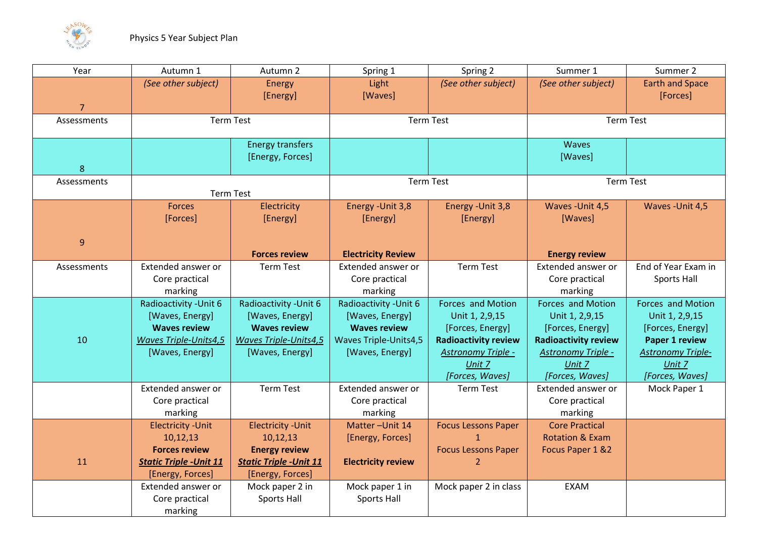Physics 5 Year Subject Plan

| Year | Autumn 1 | Autumn 2 | Spring 1 | Spring 2 | Summer 1 | Summer 2 |
|---|---|---|---|---|---|---|
| 7 | *(See other subject)* | Energy [Energy] | Light [Waves] | *(See other subject)* | *(See other subject)* | Earth and Space [Forces] |
| Assessments | Term Test | | Term Test | | Term Test | |
| 8 | | Energy transfers [Energy, Forces] | | | Waves [Waves] | |
| Assessments | Term Test | | Term Test | | Term Test | |
| 9 | Forces [Forces] | Electricity [Energy] **Forces review** | Energy -Unit 3,8 [Energy] **Electricity Review** | Energy -Unit 3,8 [Energy] | Waves -Unit 4,5 [Waves] **Energy review** | Waves -Unit 4,5 |
| Assessments | Extended answer or Core practical marking | Term Test | Extended answer or Core practical marking | Term Test | Extended answer or Core practical marking | End of Year Exam in Sports Hall |
| 10 | Radioactivity -Unit 6 [Waves, Energy] **Waves review** ***Waves Triple-Units4,5*** [Waves, Energy] | Radioactivity -Unit 6 [Waves, Energy] **Waves review** ***Waves Triple-Units4,5*** [Waves, Energy] | Radioactivity -Unit 6 [Waves, Energy] **Waves review** Waves Triple-Units4,5 [Waves, Energy] | Forces and Motion Unit 1, 2,9,15 [Forces, Energy] **Radioactivity review** *Astronomy Triple - Unit 7* *[Forces, Waves]* | Forces and Motion Unit 1, 2,9,15 [Forces, Energy] **Radioactivity review** *Astronomy Triple - Unit 7* *[Forces, Waves]* | Forces and Motion Unit 1, 2,9,15 [Forces, Energy] **Paper 1 review** *Astronomy Triple- Unit 7* *[Forces, Waves]* |
| | Extended answer or Core practical marking | Term Test | Extended answer or Core practical marking | Term Test | Extended answer or Core practical marking | Mock Paper 1 |
| 11 | Electricity -Unit 10,12,13 **Forces review** ***Static Triple -Unit 11*** [Energy, Forces] | Electricity -Unit 10,12,13 **Energy review** ***Static Triple -Unit 11*** [Energy, Forces] | Matter –Unit 14 [Energy, Forces] **Electricity review** | Focus Lessons Paper 1 Focus Lessons Paper 2 | Core Practical Rotation & Exam Focus Paper 1 &2 | |
| | Extended answer or Core practical marking | Mock paper 2 in Sports Hall | Mock paper 1 in Sports Hall | Mock paper 2 in class | EXAM | |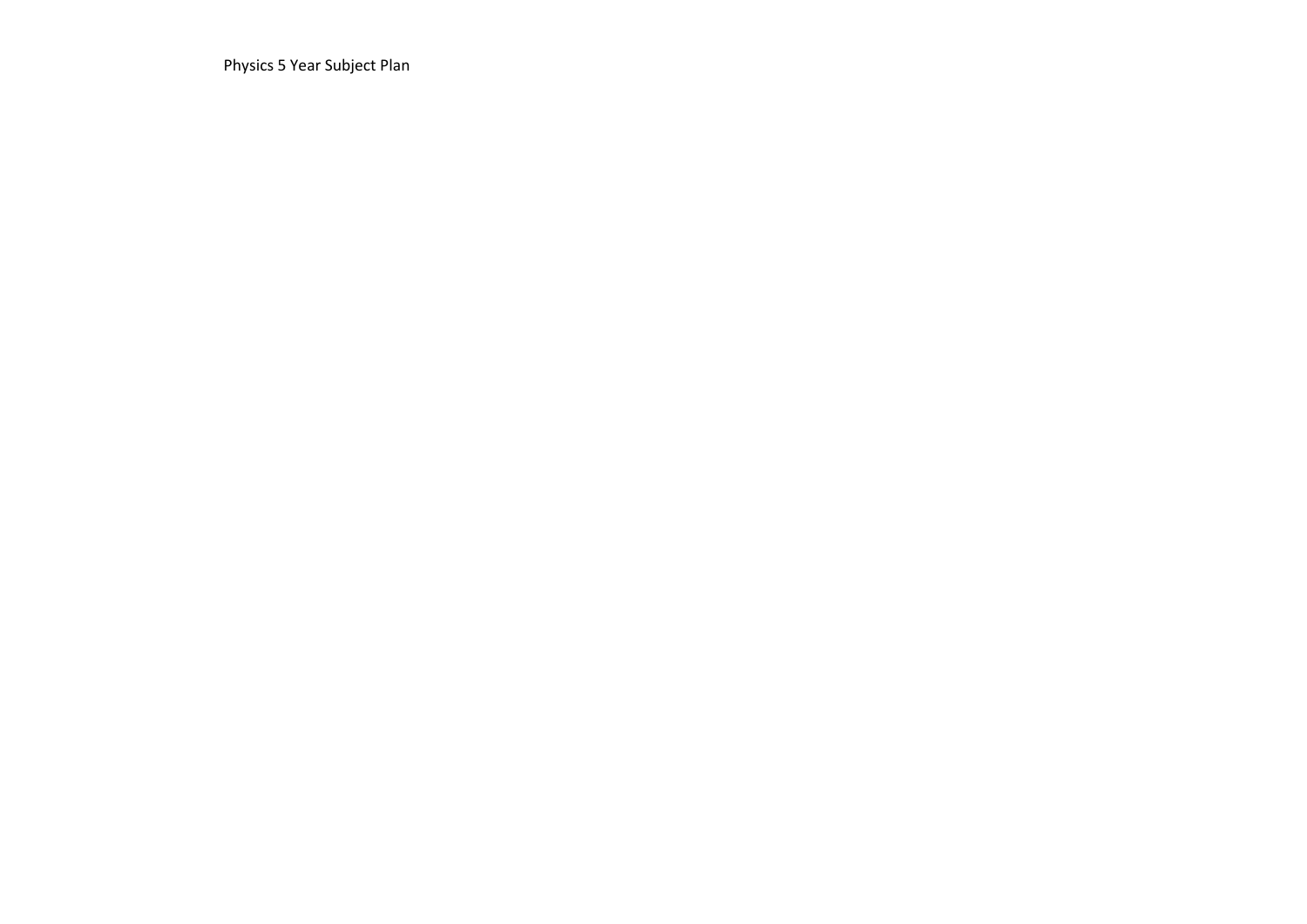Physics 5 Year Subject Plan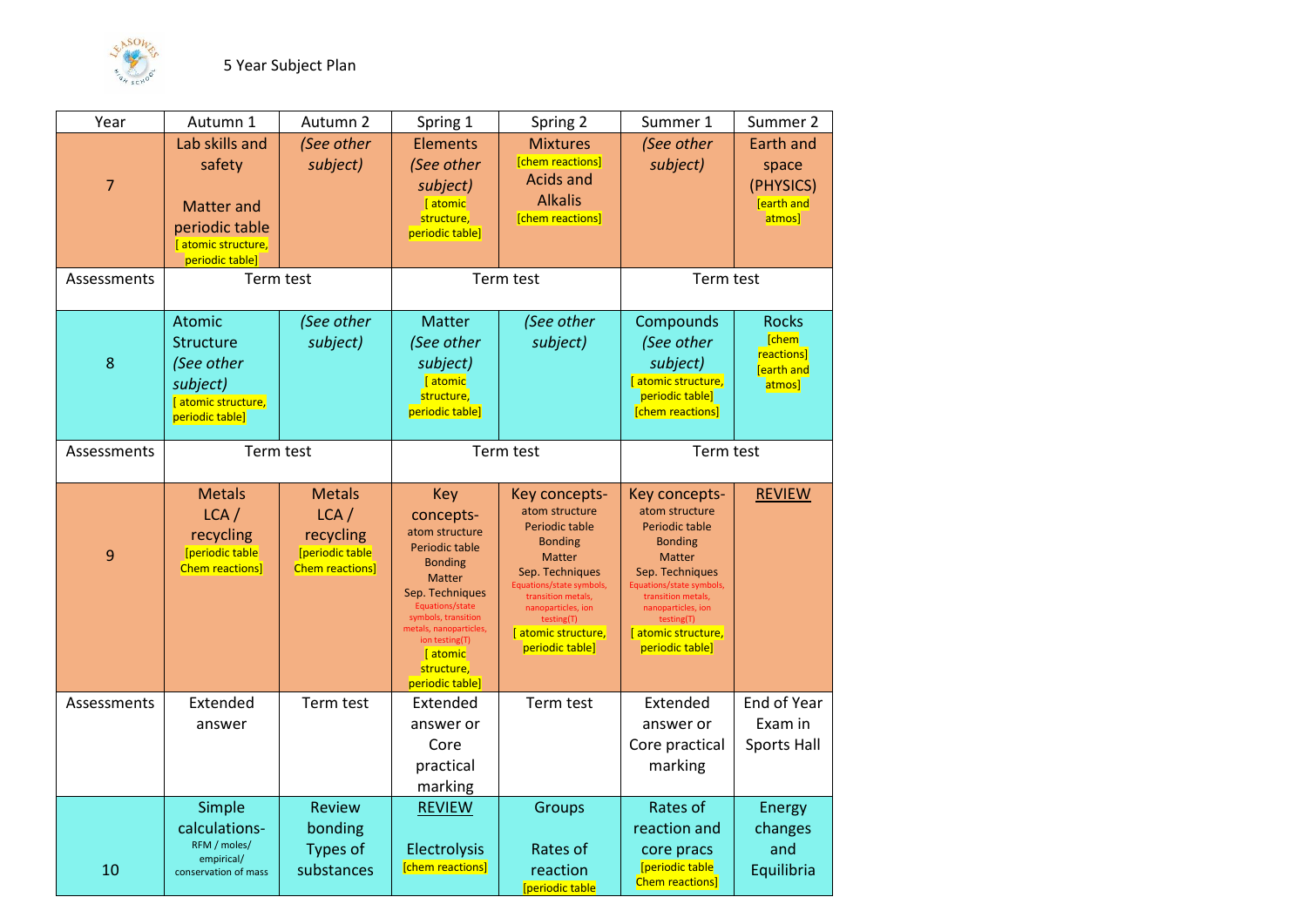5 Year Subject Plan

| Year | Autumn 1 | Autumn 2 | Spring 1 | Spring 2 | Summer 1 | Summer 2 |
|---|---|---|---|---|---|---|
| 7 | Lab skills and safety<br><br>Matter and periodic table<br>[ atomic structure, periodic table] | *(See other subject)* | Elements<br>*(See other subject)*<br>[ atomic structure, periodic table] | Mixtures<br>[chem reactions]<br>Acids and Alkalis<br>[chem reactions] | *(See other subject)* | Earth and space (PHYSICS)<br>[earth and atmos] |
| Assessments | Term test | | Term test | | Term test | |
| 8 | Atomic Structure<br>*(See other subject)*<br>[ atomic structure, periodic table] | *(See other subject)* | Matter<br>*(See other subject)*<br>[ atomic structure, periodic table] | *(See other subject)* | Compounds<br>*(See other subject)*<br>[ atomic structure, periodic table]<br>[chem reactions] | Rocks<br>[chem reactions]<br>[earth and atmos] |
| Assessments | Term test | | Term test | | Term test | |
| 9 | Metals<br>LCA / recycling<br>[periodic table Chem reactions] | Metals<br>LCA / recycling<br>[periodic table Chem reactions] | Key concepts-<br>atom structure<br>Periodic table<br>Bonding<br>Matter<br>Sep. Techniques<br>Equations/state symbols, transition metals, nanoparticles, ion testing(T)<br>[ atomic structure, periodic table] | Key concepts-<br>atom structure<br>Periodic table<br>Bonding<br>Matter<br>Sep. Techniques<br>Equations/state symbols, transition metals, nanoparticles, ion testing(T)<br>[ atomic structure, periodic table] | Key concepts-<br>atom structure<br>Periodic table<br>Bonding<br>Matter<br>Sep. Techniques<br>Equations/state symbols, transition metals, nanoparticles, ion testing(T)<br>[ atomic structure, periodic table] | <u>REVIEW</u> |
| Assessments | Extended answer | Term test | Extended answer or Core practical marking | Term test | Extended answer or Core practical marking | End of Year Exam in Sports Hall |
| 10 | Simple calculations-<br>RFM / moles/ empirical/ conservation of mass | Review bonding<br>Types of substances | <u>REVIEW</u><br><br>Electrolysis<br>[chem reactions] | Groups<br><br>Rates of reaction<br>[periodic table | Rates of reaction and core pracs<br>[periodic table Chem reactions] | Energy changes and Equilibria |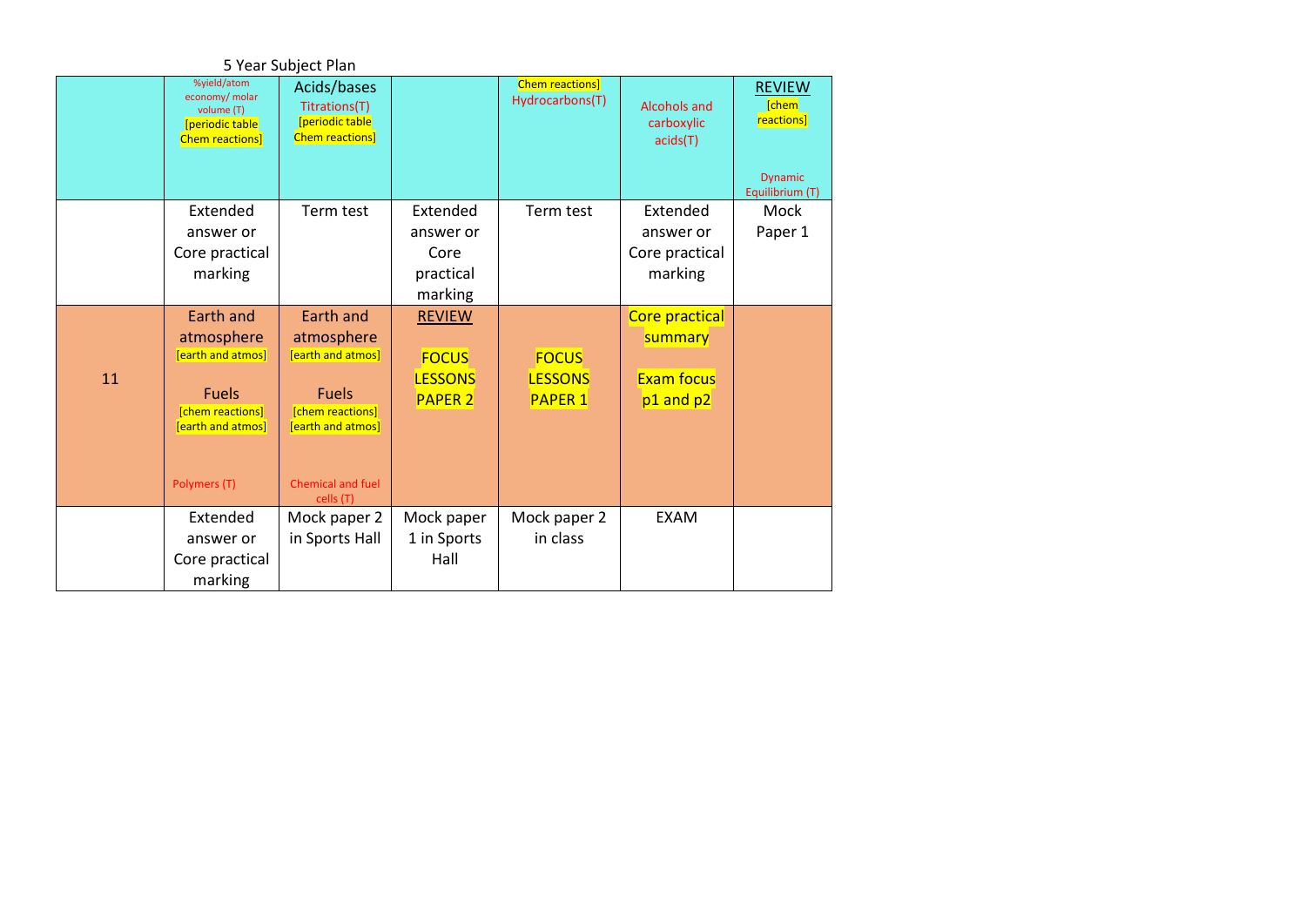5 Year Subject Plan

| | | | | | | |
|---|---|---|---|---|---|---|
| | %yield/atom economy/ molar volume (T) [periodic table Chem reactions] | Acids/bases Titrations(T) [periodic table Chem reactions] | | Chem reactions] Hydrocarbons(T) | Alcohols and carboxylic acids(T) | REVIEW [chem reactions] Dynamic Equilibrium (T) |
| | Extended answer or Core practical marking | Term test | Extended answer or Core practical marking | Term test | Extended answer or Core practical marking | Mock Paper 1 |
| 11 | Earth and atmosphere [earth and atmos] Fuels [chem reactions] [earth and atmos] Polymers (T) | Earth and atmosphere [earth and atmos] Fuels [chem reactions] [earth and atmos] Chemical and fuel cells (T) | REVIEW FOCUS LESSONS PAPER 2 | FOCUS LESSONS PAPER 1 | Core practical summary Exam focus p1 and p2 | |
| | Extended answer or Core practical marking | Mock paper 2 in Sports Hall | Mock paper 1 in Sports Hall | Mock paper 2 in class | EXAM | |